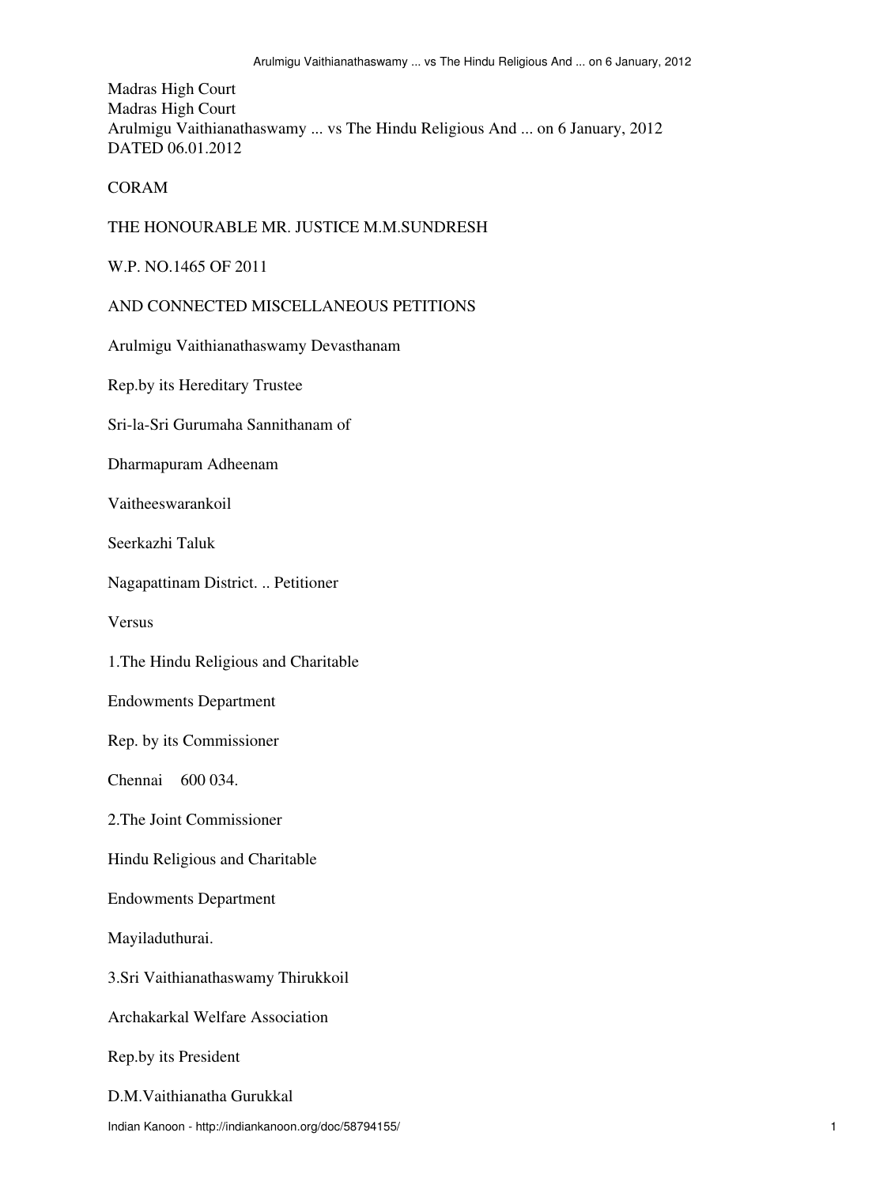Madras High Court
Madras High Court
Arulmigu Vaithianathaswamy ... vs The Hindu Religious And ... on 6 January, 2012
DATED 06.01.2012

CORAM

THE HONOURABLE MR. JUSTICE M.M.SUNDRESH

W.P. NO.1465 OF 2011

AND CONNECTED MISCELLANEOUS PETITIONS

Arulmigu Vaithianathaswamy Devasthanam

Rep.by its Hereditary Trustee

Sri-la-Sri Gurumaha Sannithanam of

Dharmapuram Adheenam

Vaitheeswarankoil

Seerkazhi Taluk

Nagapattinam District. .. Petitioner

Versus

1.The Hindu Religious and Charitable

Endowments Department

Rep. by its Commissioner

Chennai 600 034.

2.The Joint Commissioner

Hindu Religious and Charitable

Endowments Department

Mayiladuthurai.

3.Sri Vaithianathaswamy Thirukkoil

Archakarkal Welfare Association

Rep.by its President

D.M.Vaithianatha Gurukkal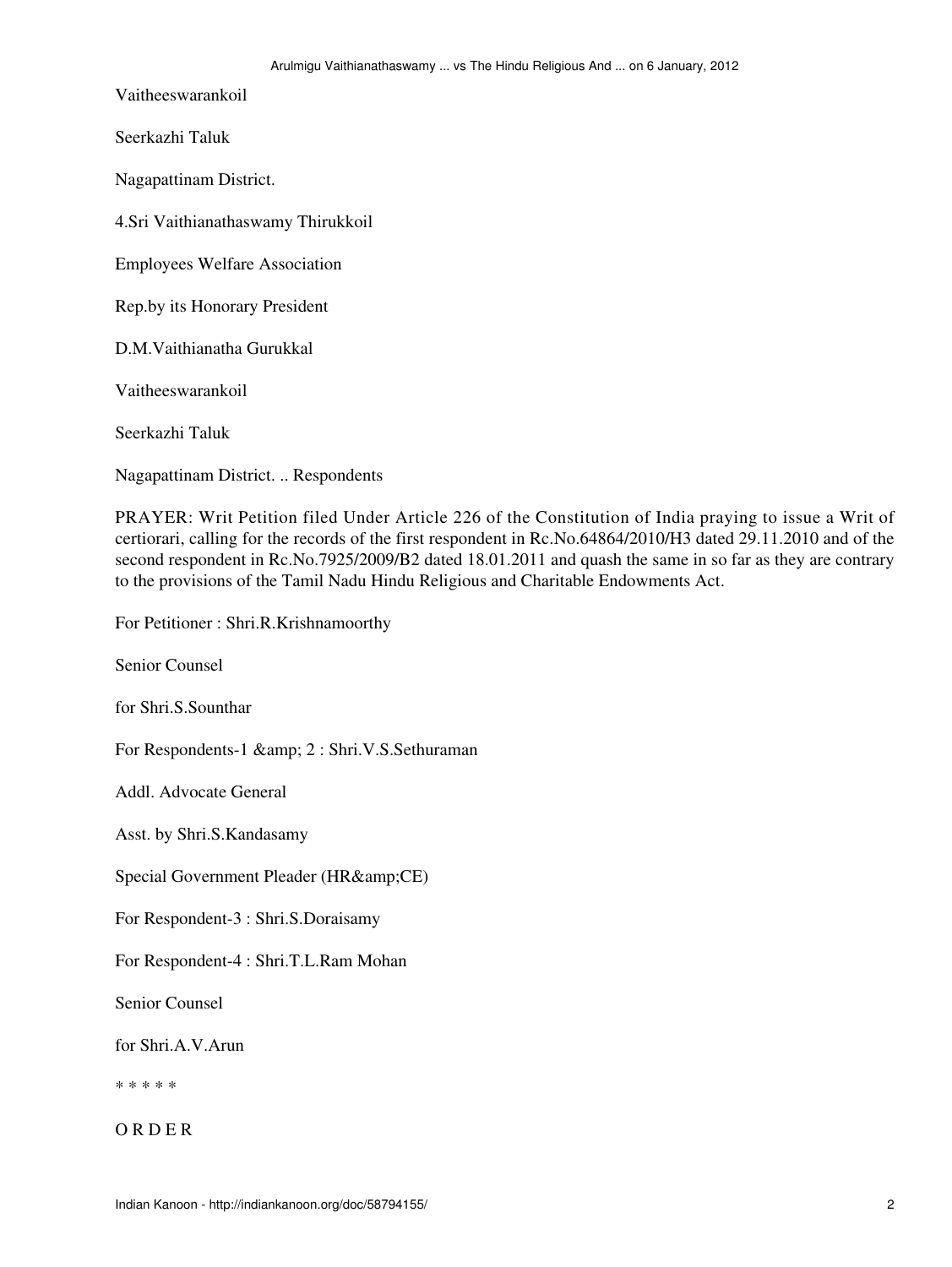Vaitheeswarankoil

Seerkazhi Taluk

Nagapattinam District.

4.Sri Vaithianathaswamy Thirukkoil

Employees Welfare Association

Rep.by its Honorary President

D.M.Vaithianatha Gurukkal

Vaitheeswarankoil

Seerkazhi Taluk

Nagapattinam District. .. Respondents

PRAYER: Writ Petition filed Under Article 226 of the Constitution of India praying to issue a Writ of certiorari, calling for the records of the first respondent in Rc.No.64864/2010/H3 dated 29.11.2010 and of the second respondent in Rc.No.7925/2009/B2 dated 18.01.2011 and quash the same in so far as they are contrary to the provisions of the Tamil Nadu Hindu Religious and Charitable Endowments Act.

For Petitioner : Shri.R.Krishnamoorthy

Senior Counsel

for Shri.S.Sounthar

For Respondents-1 &amp; 2 : Shri.V.S.Sethuraman

Addl. Advocate General

Asst. by Shri.S.Kandasamy

Special Government Pleader (HR&amp;CE)

For Respondent-3 : Shri.S.Doraisamy

For Respondent-4 : Shri.T.L.Ram Mohan

Senior Counsel

for Shri.A.V.Arun

* * * * *

O R D E R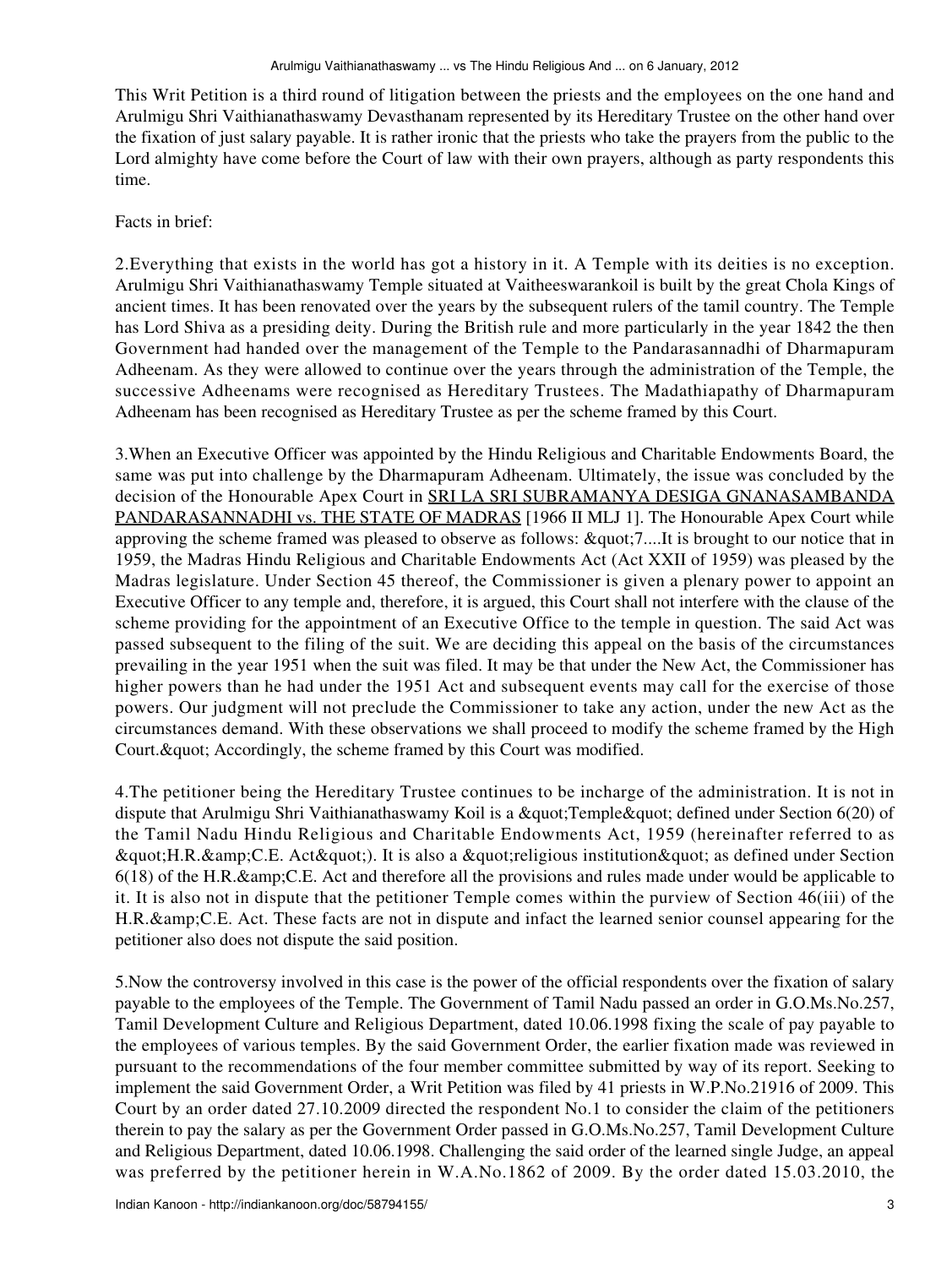This Writ Petition is a third round of litigation between the priests and the employees on the one hand and Arulmigu Shri Vaithianathaswamy Devasthanam represented by its Hereditary Trustee on the other hand over the fixation of just salary payable. It is rather ironic that the priests who take the prayers from the public to the Lord almighty have come before the Court of law with their own prayers, although as party respondents this time.

Facts in brief:

2.Everything that exists in the world has got a history in it. A Temple with its deities is no exception. Arulmigu Shri Vaithianathaswamy Temple situated at Vaitheeswarankoil is built by the great Chola Kings of ancient times. It has been renovated over the years by the subsequent rulers of the tamil country. The Temple has Lord Shiva as a presiding deity. During the British rule and more particularly in the year 1842 the then Government had handed over the management of the Temple to the Pandarasannadhi of Dharmapuram Adheenam. As they were allowed to continue over the years through the administration of the Temple, the successive Adheenams were recognised as Hereditary Trustees. The Madathiapathy of Dharmapuram Adheenam has been recognised as Hereditary Trustee as per the scheme framed by this Court.

3.When an Executive Officer was appointed by the Hindu Religious and Charitable Endowments Board, the same was put into challenge by the Dharmapuram Adheenam. Ultimately, the issue was concluded by the decision of the Honourable Apex Court in SRI LA SRI SUBRAMANYA DESIGA GNANASAMBANDA PANDARASANNADHI vs. THE STATE OF MADRAS [1966 II MLJ 1]. The Honourable Apex Court while approving the scheme framed was pleased to observe as follows: &quot;7....It is brought to our notice that in 1959, the Madras Hindu Religious and Charitable Endowments Act (Act XXII of 1959) was pleased by the Madras legislature. Under Section 45 thereof, the Commissioner is given a plenary power to appoint an Executive Officer to any temple and, therefore, it is argued, this Court shall not interfere with the clause of the scheme providing for the appointment of an Executive Office to the temple in question. The said Act was passed subsequent to the filing of the suit. We are deciding this appeal on the basis of the circumstances prevailing in the year 1951 when the suit was filed. It may be that under the New Act, the Commissioner has higher powers than he had under the 1951 Act and subsequent events may call for the exercise of those powers. Our judgment will not preclude the Commissioner to take any action, under the new Act as the circumstances demand. With these observations we shall proceed to modify the scheme framed by the High Court.&quot; Accordingly, the scheme framed by this Court was modified.

4.The petitioner being the Hereditary Trustee continues to be incharge of the administration. It is not in dispute that Arulmigu Shri Vaithianathaswamy Koil is a &quot;Temple&quot; defined under Section 6(20) of the Tamil Nadu Hindu Religious and Charitable Endowments Act, 1959 (hereinafter referred to as &quot;H.R.&amp;C.E. Act&quot;). It is also a &quot;religious institution&quot; as defined under Section 6(18) of the H.R.&amp;C.E Act and therefore all the provisions and rules made under would be applicable to it. It is also not in dispute that the petitioner Temple comes within the purview of Section 46(iii) of the H.R.&amp;C.E. Act. These facts are not in dispute and infact the learned senior counsel appearing for the petitioner also does not dispute the said position.

5.Now the controversy involved in this case is the power of the official respondents over the fixation of salary payable to the employees of the Temple. The Government of Tamil Nadu passed an order in G.O.Ms.No.257, Tamil Development Culture and Religious Department, dated 10.06.1998 fixing the scale of pay payable to the employees of various temples. By the said Government Order, the earlier fixation made was reviewed in pursuant to the recommendations of the four member committee submitted by way of its report. Seeking to implement the said Government Order, a Writ Petition was filed by 41 priests in W.P.No.21916 of 2009. This Court by an order dated 27.10.2009 directed the respondent No.1 to consider the claim of the petitioners therein to pay the salary as per the Government Order passed in G.O.Ms.No.257, Tamil Development Culture and Religious Department, dated 10.06.1998. Challenging the said order of the learned single Judge, an appeal was preferred by the petitioner herein in W.A.No.1862 of 2009. By the order dated 15.03.2010, the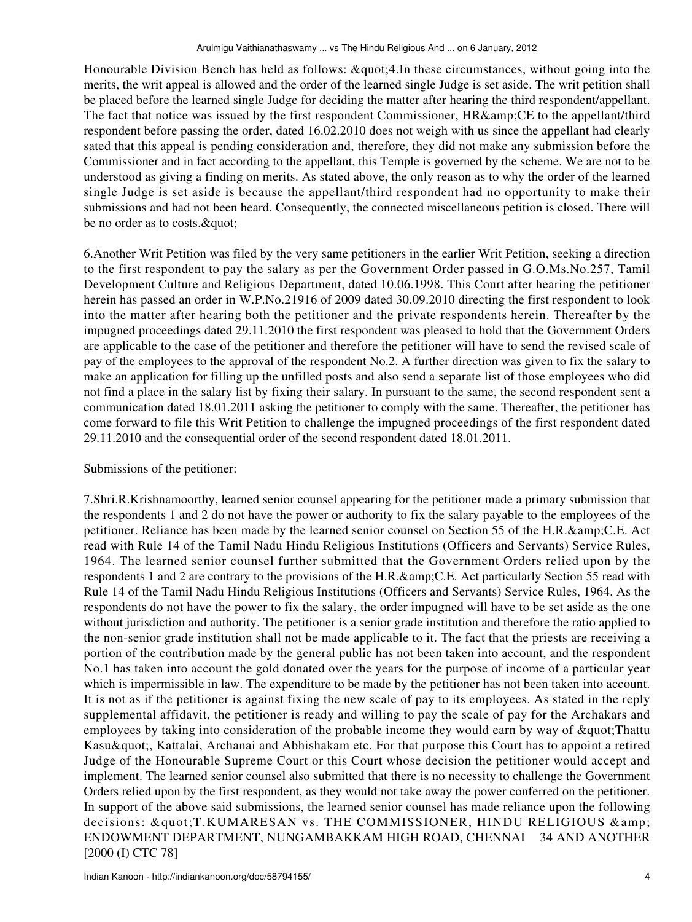Honourable Division Bench has held as follows: &quot;4.In these circumstances, without going into the merits, the writ appeal is allowed and the order of the learned single Judge is set aside. The writ petition shall be placed before the learned single Judge for deciding the matter after hearing the third respondent/appellant. The fact that notice was issued by the first respondent Commissioner, HR&amp;CE to the appellant/third respondent before passing the order, dated 16.02.2010 does not weigh with us since the appellant had clearly sated that this appeal is pending consideration and, therefore, they did not make any submission before the Commissioner and in fact according to the appellant, this Temple is governed by the scheme. We are not to be understood as giving a finding on merits. As stated above, the only reason as to why the order of the learned single Judge is set aside is because the appellant/third respondent had no opportunity to make their submissions and had not been heard. Consequently, the connected miscellaneous petition is closed. There will be no order as to costs.&quot;

6.Another Writ Petition was filed by the very same petitioners in the earlier Writ Petition, seeking a direction to the first respondent to pay the salary as per the Government Order passed in G.O.Ms.No.257, Tamil Development Culture and Religious Department, dated 10.06.1998. This Court after hearing the petitioner herein has passed an order in W.P.No.21916 of 2009 dated 30.09.2010 directing the first respondent to look into the matter after hearing both the petitioner and the private respondents herein. Thereafter by the impugned proceedings dated 29.11.2010 the first respondent was pleased to hold that the Government Orders are applicable to the case of the petitioner and therefore the petitioner will have to send the revised scale of pay of the employees to the approval of the respondent No.2. A further direction was given to fix the salary to make an application for filling up the unfilled posts and also send a separate list of those employees who did not find a place in the salary list by fixing their salary. In pursuant to the same, the second respondent sent a communication dated 18.01.2011 asking the petitioner to comply with the same. Thereafter, the petitioner has come forward to file this Writ Petition to challenge the impugned proceedings of the first respondent dated 29.11.2010 and the consequential order of the second respondent dated 18.01.2011.

Submissions of the petitioner:

7.Shri.R.Krishnamoorthy, learned senior counsel appearing for the petitioner made a primary submission that the respondents 1 and 2 do not have the power or authority to fix the salary payable to the employees of the petitioner. Reliance has been made by the learned senior counsel on Section 55 of the H.R.&amp;C.E. Act read with Rule 14 of the Tamil Nadu Hindu Religious Institutions (Officers and Servants) Service Rules, 1964. The learned senior counsel further submitted that the Government Orders relied upon by the respondents 1 and 2 are contrary to the provisions of the H.R.&amp;C.E. Act particularly Section 55 read with Rule 14 of the Tamil Nadu Hindu Religious Institutions (Officers and Servants) Service Rules, 1964. As the respondents do not have the power to fix the salary, the order impugned will have to be set aside as the one without jurisdiction and authority. The petitioner is a senior grade institution and therefore the ratio applied to the non-senior grade institution shall not be made applicable to it. The fact that the priests are receiving a portion of the contribution made by the general public has not been taken into account, and the respondent No.1 has taken into account the gold donated over the years for the purpose of income of a particular year which is impermissible in law. The expenditure to be made by the petitioner has not been taken into account. It is not as if the petitioner is against fixing the new scale of pay to its employees. As stated in the reply supplemental affidavit, the petitioner is ready and willing to pay the scale of pay for the Archakars and employees by taking into consideration of the probable income they would earn by way of &quot;Thattu Kasu&quot;, Kattalai, Archanai and Abhishakam etc. For that purpose this Court has to appoint a retired Judge of the Honourable Supreme Court or this Court whose decision the petitioner would accept and implement. The learned senior counsel also submitted that there is no necessity to challenge the Government Orders relied upon by the first respondent, as they would not take away the power conferred on the petitioner. In support of the above said submissions, the learned senior counsel has made reliance upon the following decisions: &quot;T.KUMARESAN vs. THE COMMISSIONER, HINDU RELIGIOUS &amp; ENDOWMENT DEPARTMENT, NUNGAMBAKKAM HIGH ROAD, CHENNAI 34 AND ANOTHER [2000 (I) CTC 78]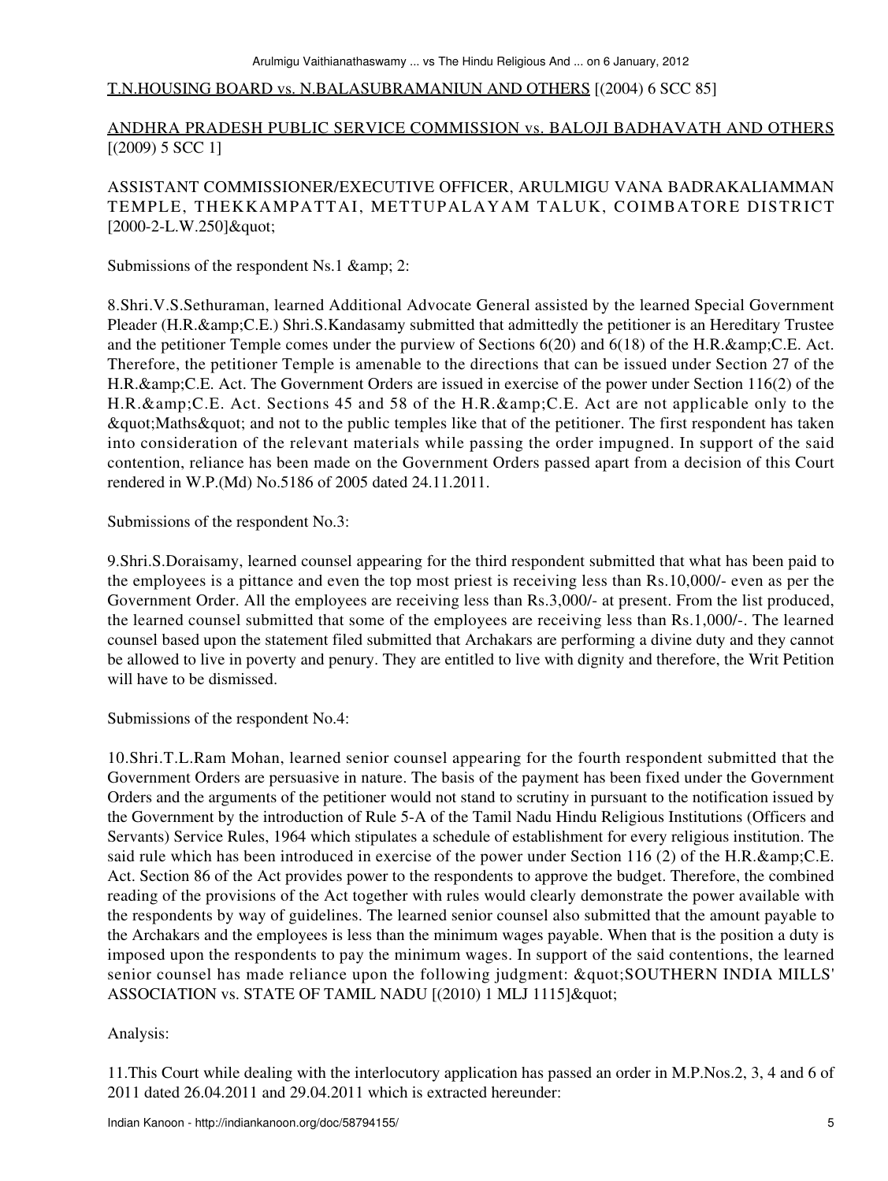T.N.HOUSING BOARD vs. N.BALASUBRAMANIUN AND OTHERS [(2004) 6 SCC 85]

ANDHRA PRADESH PUBLIC SERVICE COMMISSION vs. BALOJI BADHAVATH AND OTHERS [(2009) 5 SCC 1]

ASSISTANT COMMISSIONER/EXECUTIVE OFFICER, ARULMIGU VANA BADRAKALIAMMAN TEMPLE, THEKKAMPATTAI, METTUPALAYAM TALUK, COIMBATORE DISTRICT [2000-2-L.W.250]&quot;

Submissions of the respondent Ns.1 &amp; 2:

8.Shri.V.S.Sethuraman, learned Additional Advocate General assisted by the learned Special Government Pleader (H.R.&amp;C.E.) Shri.S.Kandasamy submitted that admittedly the petitioner is an Hereditary Trustee and the petitioner Temple comes under the purview of Sections 6(20) and 6(18) of the H.R.&amp;C.E. Act. Therefore, the petitioner Temple is amenable to the directions that can be issued under Section 27 of the H.R.&amp;C.E. Act. The Government Orders are issued in exercise of the power under Section 116(2) of the H.R.&amp;C.E. Act. Sections 45 and 58 of the H.R.&amp;C.E. Act are not applicable only to the &quot;Maths&quot; and not to the public temples like that of the petitioner. The first respondent has taken into consideration of the relevant materials while passing the order impugned. In support of the said contention, reliance has been made on the Government Orders passed apart from a decision of this Court rendered in W.P.(Md) No.5186 of 2005 dated 24.11.2011.

Submissions of the respondent No.3:

9.Shri.S.Doraisamy, learned counsel appearing for the third respondent submitted that what has been paid to the employees is a pittance and even the top most priest is receiving less than Rs.10,000/- even as per the Government Order. All the employees are receiving less than Rs.3,000/- at present. From the list produced, the learned counsel submitted that some of the employees are receiving less than Rs.1,000/-. The learned counsel based upon the statement filed submitted that Archakars are performing a divine duty and they cannot be allowed to live in poverty and penury. They are entitled to live with dignity and therefore, the Writ Petition will have to be dismissed.

Submissions of the respondent No.4:

10.Shri.T.L.Ram Mohan, learned senior counsel appearing for the fourth respondent submitted that the Government Orders are persuasive in nature. The basis of the payment has been fixed under the Government Orders and the arguments of the petitioner would not stand to scrutiny in pursuant to the notification issued by the Government by the introduction of Rule 5-A of the Tamil Nadu Hindu Religious Institutions (Officers and Servants) Service Rules, 1964 which stipulates a schedule of establishment for every religious institution. The said rule which has been introduced in exercise of the power under Section 116 (2) of the H.R.&amp;C.E. Act. Section 86 of the Act provides power to the respondents to approve the budget. Therefore, the combined reading of the provisions of the Act together with rules would clearly demonstrate the power available with the respondents by way of guidelines. The learned senior counsel also submitted that the amount payable to the Archakars and the employees is less than the minimum wages payable. When that is the position a duty is imposed upon the respondents to pay the minimum wages. In support of the said contentions, the learned senior counsel has made reliance upon the following judgment: &quot;SOUTHERN INDIA MILLS' ASSOCIATION vs. STATE OF TAMIL NADU [(2010) 1 MLJ 1115]&quot;

Analysis:

11.This Court while dealing with the interlocutory application has passed an order in M.P.Nos.2, 3, 4 and 6 of 2011 dated 26.04.2011 and 29.04.2011 which is extracted hereunder: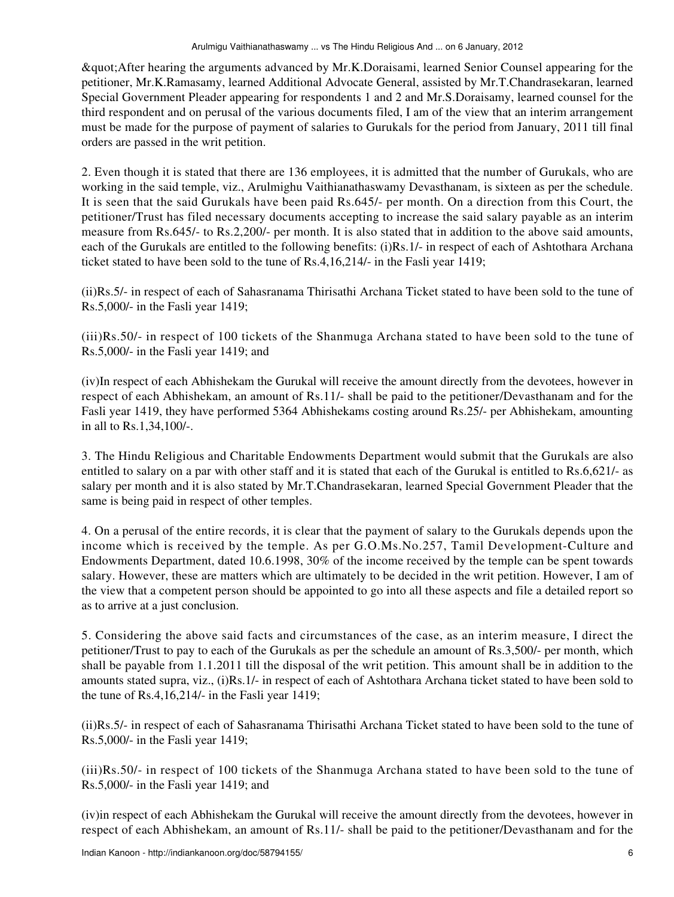&quot;After hearing the arguments advanced by Mr.K.Doraisami, learned Senior Counsel appearing for the petitioner, Mr.K.Ramasamy, learned Additional Advocate General, assisted by Mr.T.Chandrasekaran, learned Special Government Pleader appearing for respondents 1 and 2 and Mr.S.Doraisamy, learned counsel for the third respondent and on perusal of the various documents filed, I am of the view that an interim arrangement must be made for the purpose of payment of salaries to Gurukals for the period from January, 2011 till final orders are passed in the writ petition.

2. Even though it is stated that there are 136 employees, it is admitted that the number of Gurukals, who are working in the said temple, viz., Arulmighu Vaithianathaswamy Devasthanam, is sixteen as per the schedule. It is seen that the said Gurukals have been paid Rs.645/- per month. On a direction from this Court, the petitioner/Trust has filed necessary documents accepting to increase the said salary payable as an interim measure from Rs.645/- to Rs.2,200/- per month. It is also stated that in addition to the above said amounts, each of the Gurukals are entitled to the following benefits: (i)Rs.1/- in respect of each of Ashtothara Archana ticket stated to have been sold to the tune of Rs.4,16,214/- in the Fasli year 1419;

(ii)Rs.5/- in respect of each of Sahasranama Thirisathi Archana Ticket stated to have been sold to the tune of Rs.5,000/- in the Fasli year 1419;

(iii)Rs.50/- in respect of 100 tickets of the Shanmuga Archana stated to have been sold to the tune of Rs.5,000/- in the Fasli year 1419; and

(iv)In respect of each Abhishekam the Gurukal will receive the amount directly from the devotees, however in respect of each Abhishekam, an amount of Rs.11/- shall be paid to the petitioner/Devasthanam and for the Fasli year 1419, they have performed 5364 Abhishekams costing around Rs.25/- per Abhishekam, amounting in all to Rs.1,34,100/-.

3. The Hindu Religious and Charitable Endowments Department would submit that the Gurukals are also entitled to salary on a par with other staff and it is stated that each of the Gurukal is entitled to Rs.6,621/- as salary per month and it is also stated by Mr.T.Chandrasekaran, learned Special Government Pleader that the same is being paid in respect of other temples.

4. On a perusal of the entire records, it is clear that the payment of salary to the Gurukals depends upon the income which is received by the temple. As per G.O.Ms.No.257, Tamil Development-Culture and Endowments Department, dated 10.6.1998, 30% of the income received by the temple can be spent towards salary. However, these are matters which are ultimately to be decided in the writ petition. However, I am of the view that a competent person should be appointed to go into all these aspects and file a detailed report so as to arrive at a just conclusion.

5. Considering the above said facts and circumstances of the case, as an interim measure, I direct the petitioner/Trust to pay to each of the Gurukals as per the schedule an amount of Rs.3,500/- per month, which shall be payable from 1.1.2011 till the disposal of the writ petition. This amount shall be in addition to the amounts stated supra, viz., (i)Rs.1/- in respect of each of Ashtothara Archana ticket stated to have been sold to the tune of Rs.4,16,214/- in the Fasli year 1419;

(ii)Rs.5/- in respect of each of Sahasranama Thirisathi Archana Ticket stated to have been sold to the tune of Rs.5,000/- in the Fasli year 1419;

(iii)Rs.50/- in respect of 100 tickets of the Shanmuga Archana stated to have been sold to the tune of Rs.5,000/- in the Fasli year 1419; and

(iv)in respect of each Abhishekam the Gurukal will receive the amount directly from the devotees, however in respect of each Abhishekam, an amount of Rs.11/- shall be paid to the petitioner/Devasthanam and for the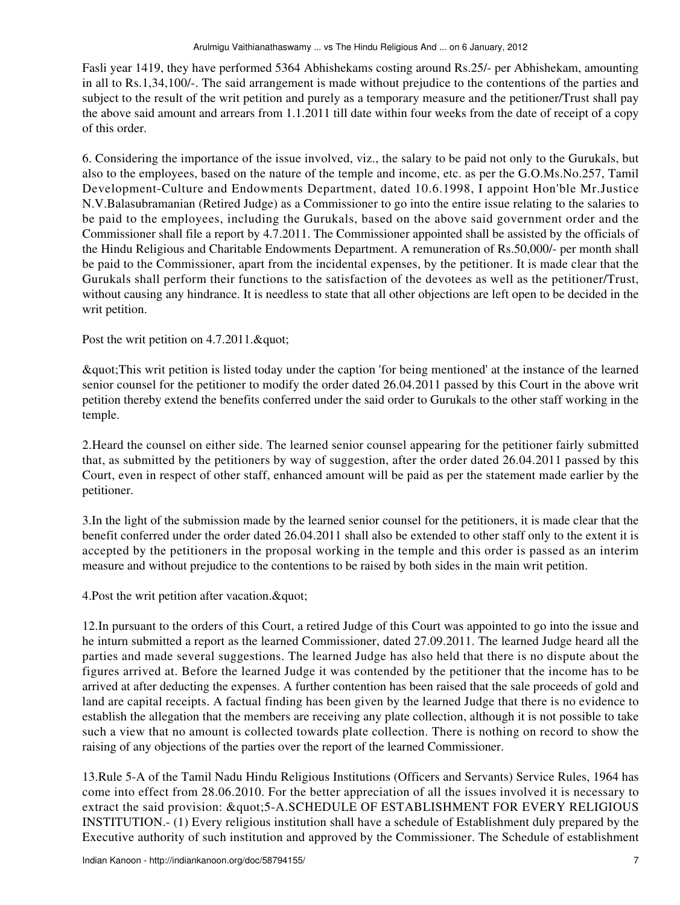Fasli year 1419, they have performed 5364 Abhishekams costing around Rs.25/- per Abhishekam, amounting in all to Rs.1,34,100/-. The said arrangement is made without prejudice to the contentions of the parties and subject to the result of the writ petition and purely as a temporary measure and the petitioner/Trust shall pay the above said amount and arrears from 1.1.2011 till date within four weeks from the date of receipt of a copy of this order.

6. Considering the importance of the issue involved, viz., the salary to be paid not only to the Gurukals, but also to the employees, based on the nature of the temple and income, etc. as per the G.O.Ms.No.257, Tamil Development-Culture and Endowments Department, dated 10.6.1998, I appoint Hon'ble Mr.Justice N.V.Balasubramanian (Retired Judge) as a Commissioner to go into the entire issue relating to the salaries to be paid to the employees, including the Gurukals, based on the above said government order and the Commissioner shall file a report by 4.7.2011. The Commissioner appointed shall be assisted by the officials of the Hindu Religious and Charitable Endowments Department. A remuneration of Rs.50,000/- per month shall be paid to the Commissioner, apart from the incidental expenses, by the petitioner. It is made clear that the Gurukals shall perform their functions to the satisfaction of the devotees as well as the petitioner/Trust, without causing any hindrance. It is needless to state that all other objections are left open to be decided in the writ petition.

Post the writ petition on 4.7.2011.&quot;

&quot;This writ petition is listed today under the caption 'for being mentioned' at the instance of the learned senior counsel for the petitioner to modify the order dated 26.04.2011 passed by this Court in the above writ petition thereby extend the benefits conferred under the said order to Gurukals to the other staff working in the temple.

2.Heard the counsel on either side. The learned senior counsel appearing for the petitioner fairly submitted that, as submitted by the petitioners by way of suggestion, after the order dated 26.04.2011 passed by this Court, even in respect of other staff, enhanced amount will be paid as per the statement made earlier by the petitioner.

3.In the light of the submission made by the learned senior counsel for the petitioners, it is made clear that the benefit conferred under the order dated 26.04.2011 shall also be extended to other staff only to the extent it is accepted by the petitioners in the proposal working in the temple and this order is passed as an interim measure and without prejudice to the contentions to be raised by both sides in the main writ petition.

4.Post the writ petition after vacation.&quot;

12.In pursuant to the orders of this Court, a retired Judge of this Court was appointed to go into the issue and he inturn submitted a report as the learned Commissioner, dated 27.09.2011. The learned Judge heard all the parties and made several suggestions. The learned Judge has also held that there is no dispute about the figures arrived at. Before the learned Judge it was contended by the petitioner that the income has to be arrived at after deducting the expenses. A further contention has been raised that the sale proceeds of gold and land are capital receipts. A factual finding has been given by the learned Judge that there is no evidence to establish the allegation that the members are receiving any plate collection, although it is not possible to take such a view that no amount is collected towards plate collection. There is nothing on record to show the raising of any objections of the parties over the report of the learned Commissioner.

13.Rule 5-A of the Tamil Nadu Hindu Religious Institutions (Officers and Servants) Service Rules, 1964 has come into effect from 28.06.2010. For the better appreciation of all the issues involved it is necessary to extract the said provision: &quot;5-A.SCHEDULE OF ESTABLISHMENT FOR EVERY RELIGIOUS INSTITUTION.- (1) Every religious institution shall have a schedule of Establishment duly prepared by the Executive authority of such institution and approved by the Commissioner. The Schedule of establishment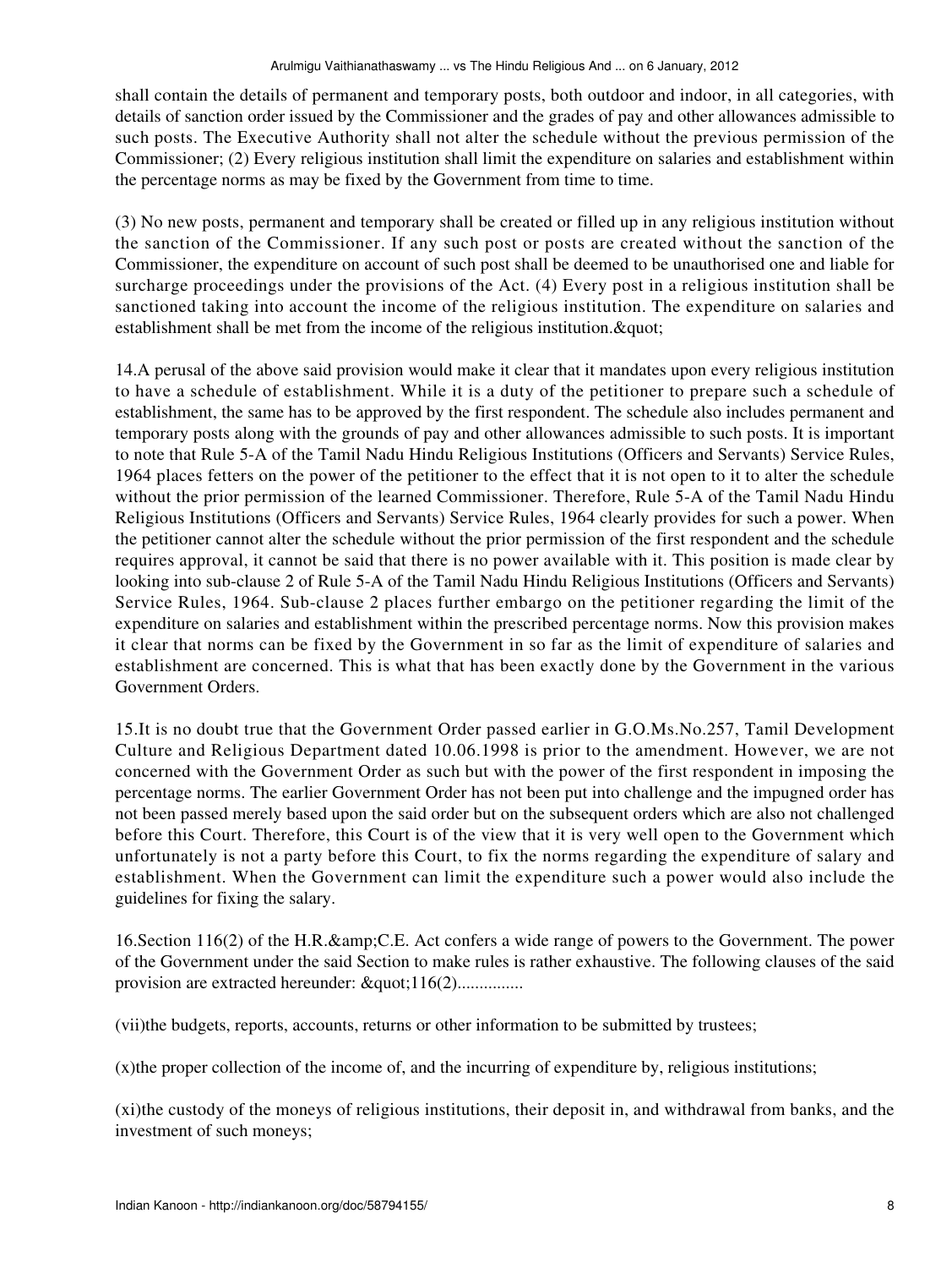shall contain the details of permanent and temporary posts, both outdoor and indoor, in all categories, with details of sanction order issued by the Commissioner and the grades of pay and other allowances admissible to such posts. The Executive Authority shall not alter the schedule without the previous permission of the Commissioner; (2) Every religious institution shall limit the expenditure on salaries and establishment within the percentage norms as may be fixed by the Government from time to time.

(3) No new posts, permanent and temporary shall be created or filled up in any religious institution without the sanction of the Commissioner. If any such post or posts are created without the sanction of the Commissioner, the expenditure on account of such post shall be deemed to be unauthorised one and liable for surcharge proceedings under the provisions of the Act. (4) Every post in a religious institution shall be sanctioned taking into account the income of the religious institution. The expenditure on salaries and establishment shall be met from the income of the religious institution.&quot;

14.A perusal of the above said provision would make it clear that it mandates upon every religious institution to have a schedule of establishment. While it is a duty of the petitioner to prepare such a schedule of establishment, the same has to be approved by the first respondent. The schedule also includes permanent and temporary posts along with the grounds of pay and other allowances admissible to such posts. It is important to note that Rule 5-A of the Tamil Nadu Hindu Religious Institutions (Officers and Servants) Service Rules, 1964 places fetters on the power of the petitioner to the effect that it is not open to it to alter the schedule without the prior permission of the learned Commissioner. Therefore, Rule 5-A of the Tamil Nadu Hindu Religious Institutions (Officers and Servants) Service Rules, 1964 clearly provides for such a power. When the petitioner cannot alter the schedule without the prior permission of the first respondent and the schedule requires approval, it cannot be said that there is no power available with it. This position is made clear by looking into sub-clause 2 of Rule 5-A of the Tamil Nadu Hindu Religious Institutions (Officers and Servants) Service Rules, 1964. Sub-clause 2 places further embargo on the petitioner regarding the limit of the expenditure on salaries and establishment within the prescribed percentage norms. Now this provision makes it clear that norms can be fixed by the Government in so far as the limit of expenditure of salaries and establishment are concerned. This is what that has been exactly done by the Government in the various Government Orders.

15.It is no doubt true that the Government Order passed earlier in G.O.Ms.No.257, Tamil Development Culture and Religious Department dated 10.06.1998 is prior to the amendment. However, we are not concerned with the Government Order as such but with the power of the first respondent in imposing the percentage norms. The earlier Government Order has not been put into challenge and the impugned order has not been passed merely based upon the said order but on the subsequent orders which are also not challenged before this Court. Therefore, this Court is of the view that it is very well open to the Government which unfortunately is not a party before this Court, to fix the norms regarding the expenditure of salary and establishment. When the Government can limit the expenditure such a power would also include the guidelines for fixing the salary.

16.Section 116(2) of the H.R.&amp;C.E. Act confers a wide range of powers to the Government. The power of the Government under the said Section to make rules is rather exhaustive. The following clauses of the said provision are extracted hereunder: &quot;116(2)...............

(vii)the budgets, reports, accounts, returns or other information to be submitted by trustees;

(x)the proper collection of the income of, and the incurring of expenditure by, religious institutions;

(xi)the custody of the moneys of religious institutions, their deposit in, and withdrawal from banks, and the investment of such moneys;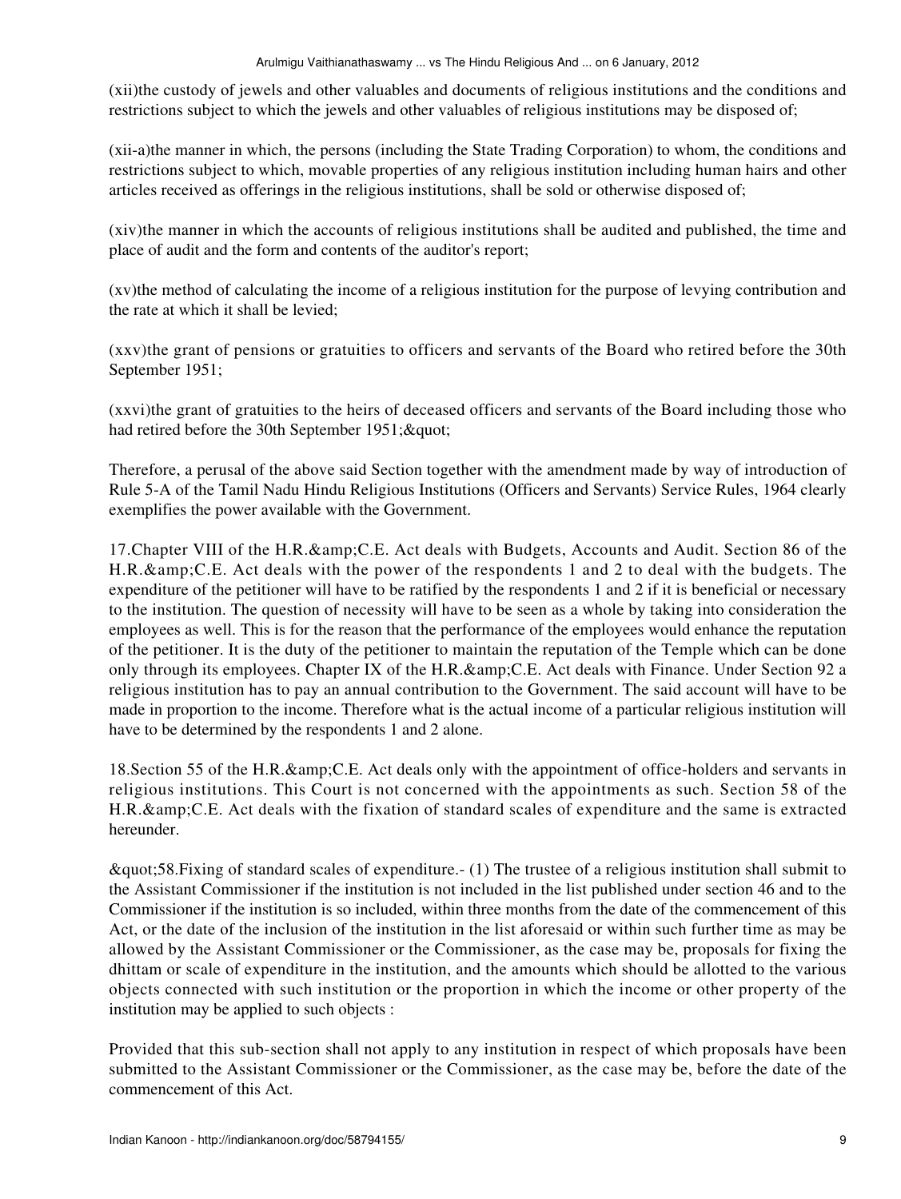(xii)the custody of jewels and other valuables and documents of religious institutions and the conditions and restrictions subject to which the jewels and other valuables of religious institutions may be disposed of;

(xii-a)the manner in which, the persons (including the State Trading Corporation) to whom, the conditions and restrictions subject to which, movable properties of any religious institution including human hairs and other articles received as offerings in the religious institutions, shall be sold or otherwise disposed of;

(xiv)the manner in which the accounts of religious institutions shall be audited and published, the time and place of audit and the form and contents of the auditor's report;

(xv)the method of calculating the income of a religious institution for the purpose of levying contribution and the rate at which it shall be levied;

(xxv)the grant of pensions or gratuities to officers and servants of the Board who retired before the 30th September 1951;

(xxvi)the grant of gratuities to the heirs of deceased officers and servants of the Board including those who had retired before the 30th September 1951;&quot;

Therefore, a perusal of the above said Section together with the amendment made by way of introduction of Rule 5-A of the Tamil Nadu Hindu Religious Institutions (Officers and Servants) Service Rules, 1964 clearly exemplifies the power available with the Government.

17.Chapter VIII of the H.R.&amp;C.E. Act deals with Budgets, Accounts and Audit. Section 86 of the H.R.&amp;C.E. Act deals with the power of the respondents 1 and 2 to deal with the budgets. The expenditure of the petitioner will have to be ratified by the respondents 1 and 2 if it is beneficial or necessary to the institution. The question of necessity will have to be seen as a whole by taking into consideration the employees as well. This is for the reason that the performance of the employees would enhance the reputation of the petitioner. It is the duty of the petitioner to maintain the reputation of the Temple which can be done only through its employees. Chapter IX of the H.R.&amp;C.E. Act deals with Finance. Under Section 92 a religious institution has to pay an annual contribution to the Government. The said account will have to be made in proportion to the income. Therefore what is the actual income of a particular religious institution will have to be determined by the respondents 1 and 2 alone.

18.Section 55 of the H.R.&amp;C.E. Act deals only with the appointment of office-holders and servants in religious institutions. This Court is not concerned with the appointments as such. Section 58 of the H.R.&amp;C.E. Act deals with the fixation of standard scales of expenditure and the same is extracted hereunder.

&quot;58.Fixing of standard scales of expenditure.- (1) The trustee of a religious institution shall submit to the Assistant Commissioner if the institution is not included in the list published under section 46 and to the Commissioner if the institution is so included, within three months from the date of the commencement of this Act, or the date of the inclusion of the institution in the list aforesaid or within such further time as may be allowed by the Assistant Commissioner or the Commissioner, as the case may be, proposals for fixing the dhittam or scale of expenditure in the institution, and the amounts which should be allotted to the various objects connected with such institution or the proportion in which the income or other property of the institution may be applied to such objects :

Provided that this sub-section shall not apply to any institution in respect of which proposals have been submitted to the Assistant Commissioner or the Commissioner, as the case may be, before the date of the commencement of this Act.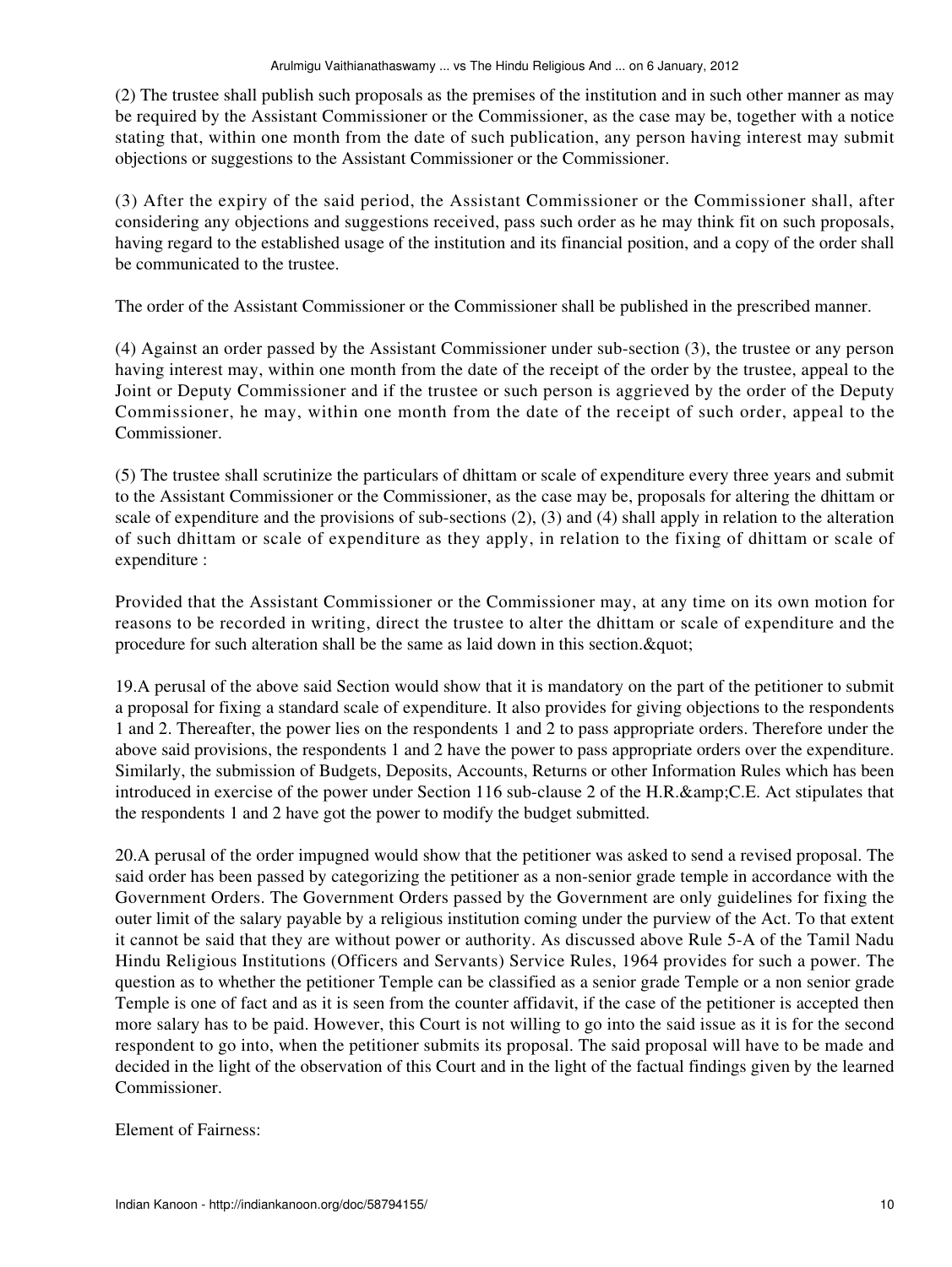(2) The trustee shall publish such proposals as the premises of the institution and in such other manner as may be required by the Assistant Commissioner or the Commissioner, as the case may be, together with a notice stating that, within one month from the date of such publication, any person having interest may submit objections or suggestions to the Assistant Commissioner or the Commissioner.

(3) After the expiry of the said period, the Assistant Commissioner or the Commissioner shall, after considering any objections and suggestions received, pass such order as he may think fit on such proposals, having regard to the established usage of the institution and its financial position, and a copy of the order shall be communicated to the trustee.

The order of the Assistant Commissioner or the Commissioner shall be published in the prescribed manner.

(4) Against an order passed by the Assistant Commissioner under sub-section (3), the trustee or any person having interest may, within one month from the date of the receipt of the order by the trustee, appeal to the Joint or Deputy Commissioner and if the trustee or such person is aggrieved by the order of the Deputy Commissioner, he may, within one month from the date of the receipt of such order, appeal to the Commissioner.

(5) The trustee shall scrutinize the particulars of dhittam or scale of expenditure every three years and submit to the Assistant Commissioner or the Commissioner, as the case may be, proposals for altering the dhittam or scale of expenditure and the provisions of sub-sections (2), (3) and (4) shall apply in relation to the alteration of such dhittam or scale of expenditure as they apply, in relation to the fixing of dhittam or scale of expenditure :

Provided that the Assistant Commissioner or the Commissioner may, at any time on its own motion for reasons to be recorded in writing, direct the trustee to alter the dhittam or scale of expenditure and the procedure for such alteration shall be the same as laid down in this section.&quot;

19.A perusal of the above said Section would show that it is mandatory on the part of the petitioner to submit a proposal for fixing a standard scale of expenditure. It also provides for giving objections to the respondents 1 and 2. Thereafter, the power lies on the respondents 1 and 2 to pass appropriate orders. Therefore under the above said provisions, the respondents 1 and 2 have the power to pass appropriate orders over the expenditure. Similarly, the submission of Budgets, Deposits, Accounts, Returns or other Information Rules which has been introduced in exercise of the power under Section 116 sub-clause 2 of the H.R.&amp;C.E. Act stipulates that the respondents 1 and 2 have got the power to modify the budget submitted.

20.A perusal of the order impugned would show that the petitioner was asked to send a revised proposal. The said order has been passed by categorizing the petitioner as a non-senior grade temple in accordance with the Government Orders. The Government Orders passed by the Government are only guidelines for fixing the outer limit of the salary payable by a religious institution coming under the purview of the Act. To that extent it cannot be said that they are without power or authority. As discussed above Rule 5-A of the Tamil Nadu Hindu Religious Institutions (Officers and Servants) Service Rules, 1964 provides for such a power. The question as to whether the petitioner Temple can be classified as a senior grade Temple or a non senior grade Temple is one of fact and as it is seen from the counter affidavit, if the case of the petitioner is accepted then more salary has to be paid. However, this Court is not willing to go into the said issue as it is for the second respondent to go into, when the petitioner submits its proposal. The said proposal will have to be made and decided in the light of the observation of this Court and in the light of the factual findings given by the learned Commissioner.

Element of Fairness: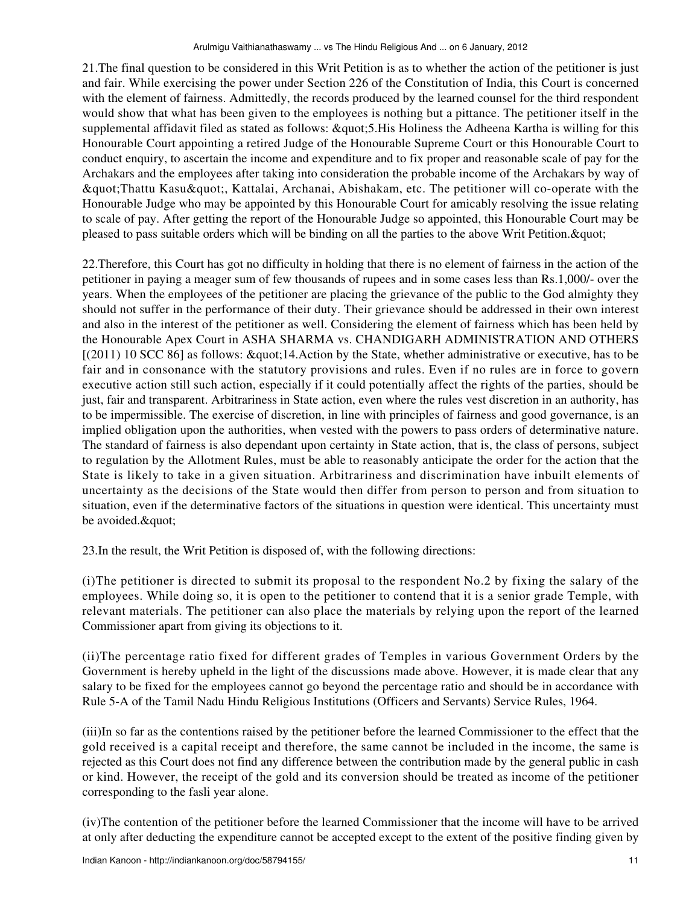21.The final question to be considered in this Writ Petition is as to whether the action of the petitioner is just and fair. While exercising the power under Section 226 of the Constitution of India, this Court is concerned with the element of fairness. Admittedly, the records produced by the learned counsel for the third respondent would show that what has been given to the employees is nothing but a pittance. The petitioner itself in the supplemental affidavit filed as stated as follows: &quot;5.His Holiness the Adheena Kartha is willing for this Honourable Court appointing a retired Judge of the Honourable Supreme Court or this Honourable Court to conduct enquiry, to ascertain the income and expenditure and to fix proper and reasonable scale of pay for the Archakars and the employees after taking into consideration the probable income of the Archakars by way of &quot;Thattu Kasu&quot;, Kattalai, Archanai, Abishakam, etc. The petitioner will co-operate with the Honourable Judge who may be appointed by this Honourable Court for amicably resolving the issue relating to scale of pay. After getting the report of the Honourable Judge so appointed, this Honourable Court may be pleased to pass suitable orders which will be binding on all the parties to the above Writ Petition.&quot;

22.Therefore, this Court has got no difficulty in holding that there is no element of fairness in the action of the petitioner in paying a meager sum of few thousands of rupees and in some cases less than Rs.1,000/- over the years. When the employees of the petitioner are placing the grievance of the public to the God almighty they should not suffer in the performance of their duty. Their grievance should be addressed in their own interest and also in the interest of the petitioner as well. Considering the element of fairness which has been held by the Honourable Apex Court in ASHA SHARMA vs. CHANDIGARH ADMINISTRATION AND OTHERS [(2011) 10 SCC 86] as follows: &quot;14.Action by the State, whether administrative or executive, has to be fair and in consonance with the statutory provisions and rules. Even if no rules are in force to govern executive action still such action, especially if it could potentially affect the rights of the parties, should be just, fair and transparent. Arbitrariness in State action, even where the rules vest discretion in an authority, has to be impermissible. The exercise of discretion, in line with principles of fairness and good governance, is an implied obligation upon the authorities, when vested with the powers to pass orders of determinative nature. The standard of fairness is also dependant upon certainty in State action, that is, the class of persons, subject to regulation by the Allotment Rules, must be able to reasonably anticipate the order for the action that the State is likely to take in a given situation. Arbitrariness and discrimination have inbuilt elements of uncertainty as the decisions of the State would then differ from person to person and from situation to situation, even if the determinative factors of the situations in question were identical. This uncertainty must be avoided.&quot;

23.In the result, the Writ Petition is disposed of, with the following directions:

(i)The petitioner is directed to submit its proposal to the respondent No.2 by fixing the salary of the employees. While doing so, it is open to the petitioner to contend that it is a senior grade Temple, with relevant materials. The petitioner can also place the materials by relying upon the report of the learned Commissioner apart from giving its objections to it.

(ii)The percentage ratio fixed for different grades of Temples in various Government Orders by the Government is hereby upheld in the light of the discussions made above. However, it is made clear that any salary to be fixed for the employees cannot go beyond the percentage ratio and should be in accordance with Rule 5-A of the Tamil Nadu Hindu Religious Institutions (Officers and Servants) Service Rules, 1964.

(iii)In so far as the contentions raised by the petitioner before the learned Commissioner to the effect that the gold received is a capital receipt and therefore, the same cannot be included in the income, the same is rejected as this Court does not find any difference between the contribution made by the general public in cash or kind. However, the receipt of the gold and its conversion should be treated as income of the petitioner corresponding to the fasli year alone.

(iv)The contention of the petitioner before the learned Commissioner that the income will have to be arrived at only after deducting the expenditure cannot be accepted except to the extent of the positive finding given by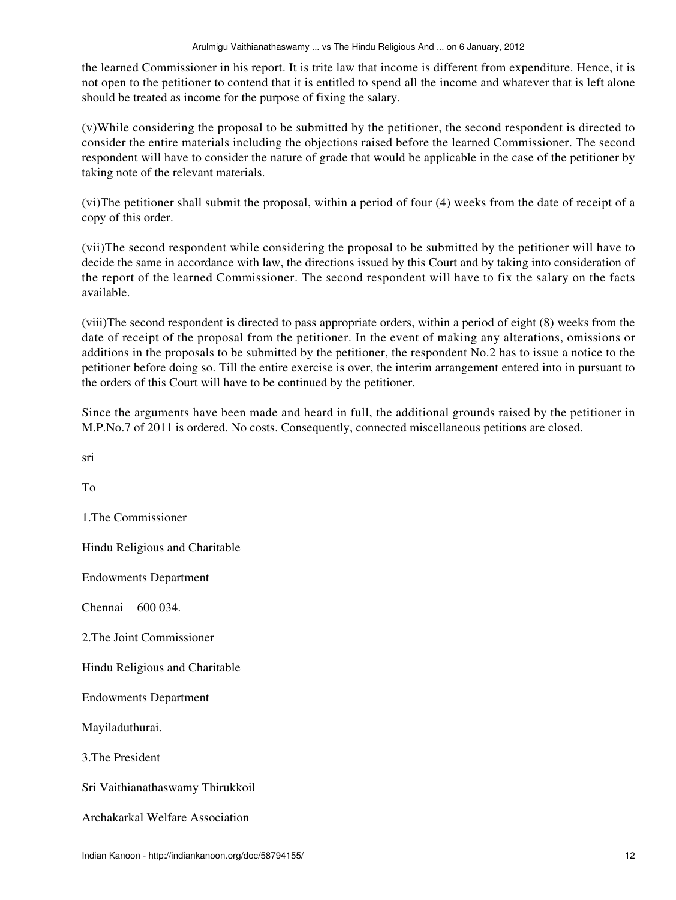the learned Commissioner in his report. It is trite law that income is different from expenditure. Hence, it is not open to the petitioner to contend that it is entitled to spend all the income and whatever that is left alone should be treated as income for the purpose of fixing the salary.

(v)While considering the proposal to be submitted by the petitioner, the second respondent is directed to consider the entire materials including the objections raised before the learned Commissioner. The second respondent will have to consider the nature of grade that would be applicable in the case of the petitioner by taking note of the relevant materials.

(vi)The petitioner shall submit the proposal, within a period of four (4) weeks from the date of receipt of a copy of this order.

(vii)The second respondent while considering the proposal to be submitted by the petitioner will have to decide the same in accordance with law, the directions issued by this Court and by taking into consideration of the report of the learned Commissioner. The second respondent will have to fix the salary on the facts available.

(viii)The second respondent is directed to pass appropriate orders, within a period of eight (8) weeks from the date of receipt of the proposal from the petitioner. In the event of making any alterations, omissions or additions in the proposals to be submitted by the petitioner, the respondent No.2 has to issue a notice to the petitioner before doing so. Till the entire exercise is over, the interim arrangement entered into in pursuant to the orders of this Court will have to be continued by the petitioner.

Since the arguments have been made and heard in full, the additional grounds raised by the petitioner in M.P.No.7 of 2011 is ordered. No costs. Consequently, connected miscellaneous petitions are closed.

sri

To

1.The Commissioner

Hindu Religious and Charitable

Endowments Department

Chennai 600 034.

2.The Joint Commissioner

Hindu Religious and Charitable

Endowments Department

Mayiladuthurai.

3.The President

Sri Vaithianathaswamy Thirukkoil

Archakarkal Welfare Association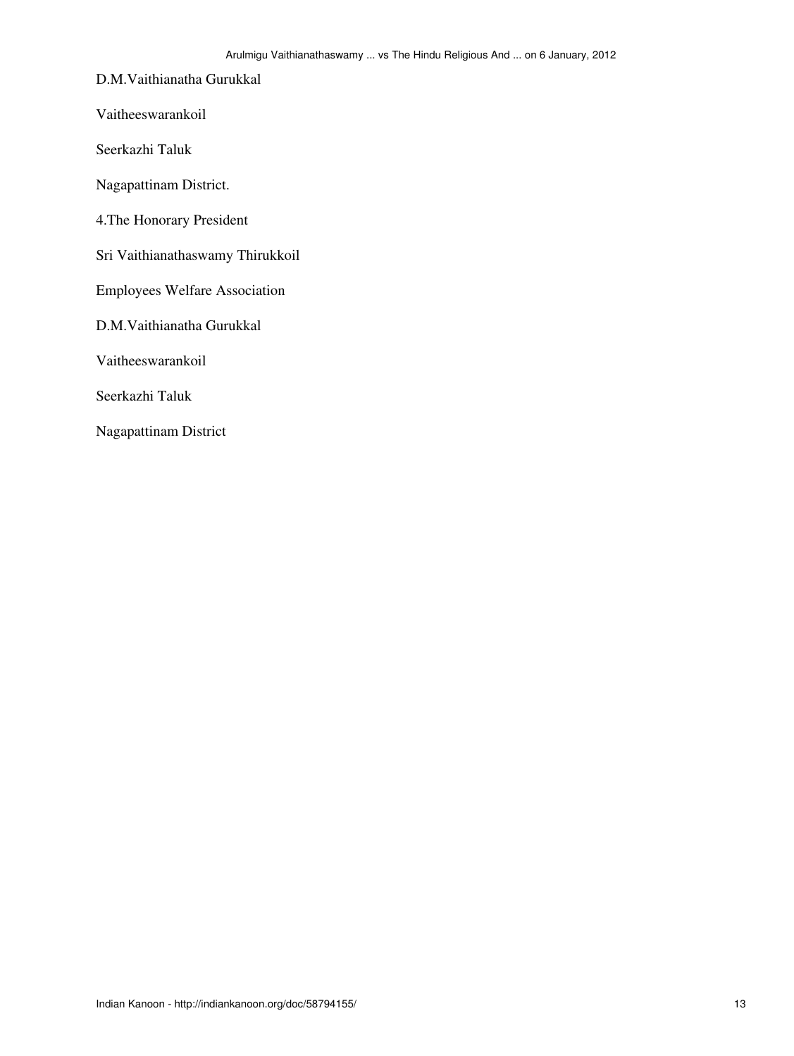D.M.Vaithianatha Gurukkal

Vaitheeswarankoil

Seerkazhi Taluk

Nagapattinam District.

4.The Honorary President

Sri Vaithianathaswamy Thirukkoil

Employees Welfare Association

D.M.Vaithianatha Gurukkal

Vaitheeswarankoil

Seerkazhi Taluk

Nagapattinam District